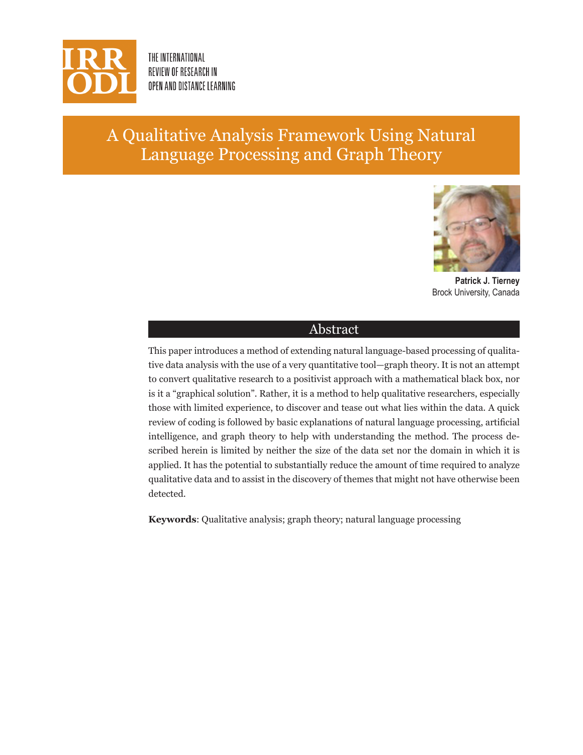# A Qualitative Analysis Framework Using Natural Language Processing and Graph Theory

**Patrick J. Tierney**
Brock University, Canada

## Abstract

This paper introduces a method of extending natural language-based processing of qualitative data analysis with the use of a very quantitative tool—graph theory. It is not an attempt to convert qualitative research to a positivist approach with a mathematical black box, nor is it a "graphical solution". Rather, it is a method to help qualitative researchers, especially those with limited experience, to discover and tease out what lies within the data. A quick review of coding is followed by basic explanations of natural language processing, artificial intelligence, and graph theory to help with understanding the method. The process described herein is limited by neither the size of the data set nor the domain in which it is applied. It has the potential to substantially reduce the amount of time required to analyze qualitative data and to assist in the discovery of themes that might not have otherwise been detected.

**Keywords**: Qualitative analysis; graph theory; natural language processing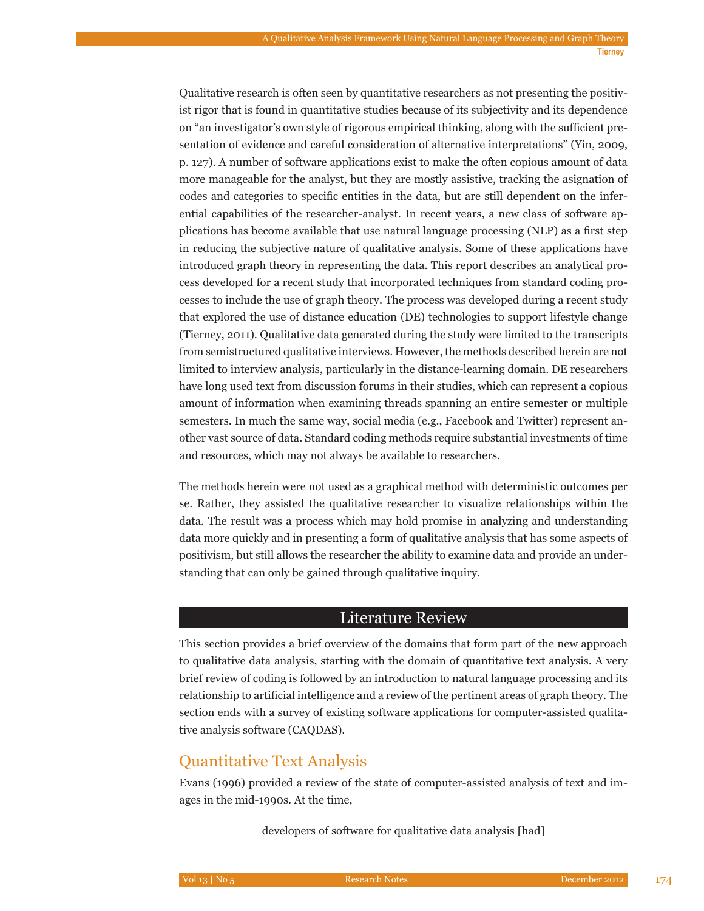Qualitative research is often seen by quantitative researchers as not presenting the positivist rigor that is found in quantitative studies because of its subjectivity and its dependence on "an investigator's own style of rigorous empirical thinking, along with the sufficient presentation of evidence and careful consideration of alternative interpretations" (Yin, 2009, p. 127). A number of software applications exist to make the often copious amount of data more manageable for the analyst, but they are mostly assistive, tracking the asignation of codes and categories to specific entities in the data, but are still dependent on the inferential capabilities of the researcher-analyst. In recent years, a new class of software applications has become available that use natural language processing (NLP) as a first step in reducing the subjective nature of qualitative analysis. Some of these applications have introduced graph theory in representing the data. This report describes an analytical process developed for a recent study that incorporated techniques from standard coding processes to include the use of graph theory. The process was developed during a recent study that explored the use of distance education (DE) technologies to support lifestyle change (Tierney, 2011). Qualitative data generated during the study were limited to the transcripts from semistructured qualitative interviews. However, the methods described herein are not limited to interview analysis, particularly in the distance-learning domain. DE researchers have long used text from discussion forums in their studies, which can represent a copious amount of information when examining threads spanning an entire semester or multiple semesters. In much the same way, social media (e.g., Facebook and Twitter) represent another vast source of data. Standard coding methods require substantial investments of time and resources, which may not always be available to researchers.

The methods herein were not used as a graphical method with deterministic outcomes per se. Rather, they assisted the qualitative researcher to visualize relationships within the data. The result was a process which may hold promise in analyzing and understanding data more quickly and in presenting a form of qualitative analysis that has some aspects of positivism, but still allows the researcher the ability to examine data and provide an understanding that can only be gained through qualitative inquiry.

## Literature Review

This section provides a brief overview of the domains that form part of the new approach to qualitative data analysis, starting with the domain of quantitative text analysis. A very brief review of coding is followed by an introduction to natural language processing and its relationship to artificial intelligence and a review of the pertinent areas of graph theory. The section ends with a survey of existing software applications for computer-assisted qualitative analysis software (CAQDAS).

### Quantitative Text Analysis

Evans (1996) provided a review of the state of computer-assisted analysis of text and images in the mid-1990s. At the time,

> developers of software for qualitative data analysis [had]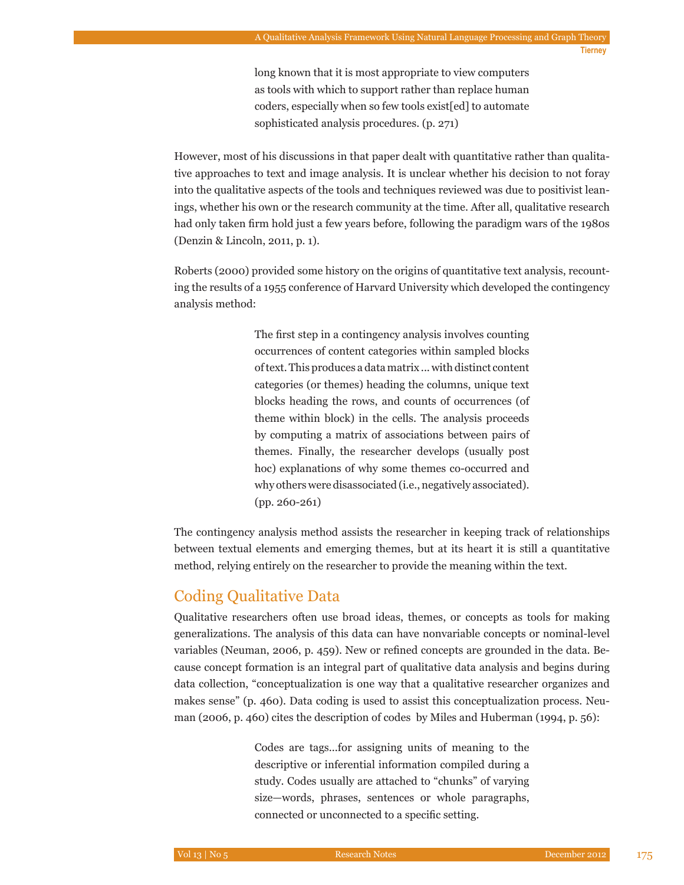> long known that it is most appropriate to view computers as tools with which to support rather than replace human coders, especially when so few tools exist[ed] to automate sophisticated analysis procedures. (p. 271)

However, most of his discussions in that paper dealt with quantitative rather than qualitative approaches to text and image analysis. It is unclear whether his decision to not foray into the qualitative aspects of the tools and techniques reviewed was due to positivist leanings, whether his own or the research community at the time. After all, qualitative research had only taken firm hold just a few years before, following the paradigm wars of the 1980s (Denzin & Lincoln, 2011, p. 1).

Roberts (2000) provided some history on the origins of quantitative text analysis, recounting the results of a 1955 conference of Harvard University which developed the contingency analysis method:

> The first step in a contingency analysis involves counting occurrences of content categories within sampled blocks of text. This produces a data matrix ... with distinct content categories (or themes) heading the columns, unique text blocks heading the rows, and counts of occurrences (of theme within block) in the cells. The analysis proceeds by computing a matrix of associations between pairs of themes. Finally, the researcher develops (usually post hoc) explanations of why some themes co-occurred and why others were disassociated (i.e., negatively associated). (pp. 260-261)

The contingency analysis method assists the researcher in keeping track of relationships between textual elements and emerging themes, but at its heart it is still a quantitative method, relying entirely on the researcher to provide the meaning within the text.

## Coding Qualitative Data

Qualitative researchers often use broad ideas, themes, or concepts as tools for making generalizations. The analysis of this data can have nonvariable concepts or nominal-level variables (Neuman, 2006, p. 459). New or refined concepts are grounded in the data. Because concept formation is an integral part of qualitative data analysis and begins during data collection, "conceptualization is one way that a qualitative researcher organizes and makes sense" (p. 460). Data coding is used to assist this conceptualization process. Neuman (2006, p. 460) cites the description of codes by Miles and Huberman (1994, p. 56):

> Codes are tags...for assigning units of meaning to the descriptive or inferential information compiled during a study. Codes usually are attached to "chunks" of varying size—words, phrases, sentences or whole paragraphs, connected or unconnected to a specific setting.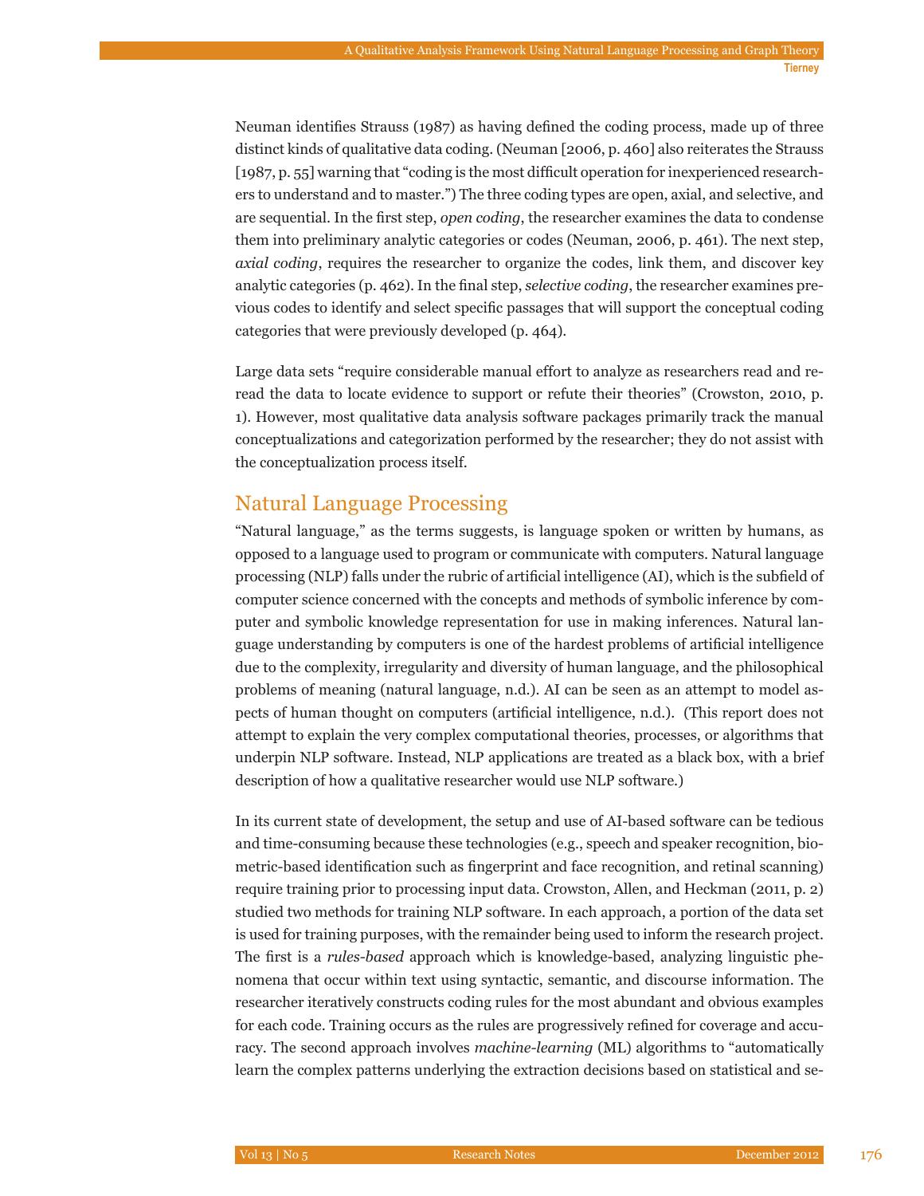Neuman identifies Strauss (1987) as having defined the coding process, made up of three distinct kinds of qualitative data coding. (Neuman [2006, p. 460] also reiterates the Strauss [1987, p. 55] warning that "coding is the most difficult operation for inexperienced researchers to understand and to master.") The three coding types are open, axial, and selective, and are sequential. In the first step, *open coding*, the researcher examines the data to condense them into preliminary analytic categories or codes (Neuman, 2006, p. 461). The next step, *axial coding*, requires the researcher to organize the codes, link them, and discover key analytic categories (p. 462). In the final step, *selective coding*, the researcher examines previous codes to identify and select specific passages that will support the conceptual coding categories that were previously developed (p. 464).

Large data sets "require considerable manual effort to analyze as researchers read and reread the data to locate evidence to support or refute their theories" (Crowston, 2010, p. 1). However, most qualitative data analysis software packages primarily track the manual conceptualizations and categorization performed by the researcher; they do not assist with the conceptualization process itself.

## Natural Language Processing

"Natural language," as the terms suggests, is language spoken or written by humans, as opposed to a language used to program or communicate with computers. Natural language processing (NLP) falls under the rubric of artificial intelligence (AI), which is the subfield of computer science concerned with the concepts and methods of symbolic inference by computer and symbolic knowledge representation for use in making inferences. Natural language understanding by computers is one of the hardest problems of artificial intelligence due to the complexity, irregularity and diversity of human language, and the philosophical problems of meaning (natural language, n.d.). AI can be seen as an attempt to model aspects of human thought on computers (artificial intelligence, n.d.). (This report does not attempt to explain the very complex computational theories, processes, or algorithms that underpin NLP software. Instead, NLP applications are treated as a black box, with a brief description of how a qualitative researcher would use NLP software.)

In its current state of development, the setup and use of AI-based software can be tedious and time-consuming because these technologies (e.g., speech and speaker recognition, biometric-based identification such as fingerprint and face recognition, and retinal scanning) require training prior to processing input data. Crowston, Allen, and Heckman (2011, p. 2) studied two methods for training NLP software. In each approach, a portion of the data set is used for training purposes, with the remainder being used to inform the research project. The first is a *rules-based* approach which is knowledge-based, analyzing linguistic phenomena that occur within text using syntactic, semantic, and discourse information. The researcher iteratively constructs coding rules for the most abundant and obvious examples for each code. Training occurs as the rules are progressively refined for coverage and accuracy. The second approach involves *machine-learning* (ML) algorithms to "automatically learn the complex patterns underlying the extraction decisions based on statistical and se-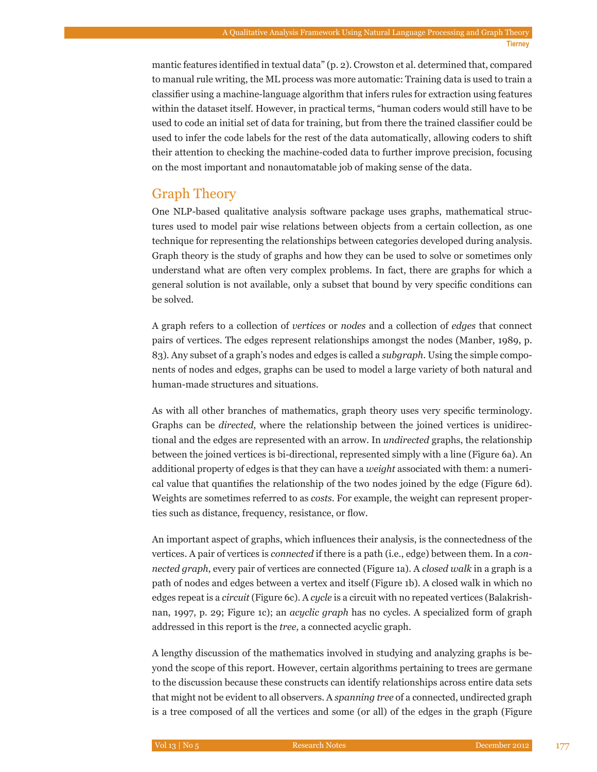mantic features identified in textual data" (p. 2). Crowston et al. determined that, compared to manual rule writing, the ML process was more automatic: Training data is used to train a classifier using a machine-language algorithm that infers rules for extraction using features within the dataset itself. However, in practical terms, "human coders would still have to be used to code an initial set of data for training, but from there the trained classifier could be used to infer the code labels for the rest of the data automatically, allowing coders to shift their attention to checking the machine-coded data to further improve precision, focusing on the most important and nonautomatable job of making sense of the data.

## Graph Theory

One NLP-based qualitative analysis software package uses graphs, mathematical structures used to model pair wise relations between objects from a certain collection, as one technique for representing the relationships between categories developed during analysis. Graph theory is the study of graphs and how they can be used to solve or sometimes only understand what are often very complex problems. In fact, there are graphs for which a general solution is not available, only a subset that bound by very specific conditions can be solved.

A graph refers to a collection of *vertices* or *nodes* and a collection of *edges* that connect pairs of vertices. The edges represent relationships amongst the nodes (Manber, 1989, p. 83). Any subset of a graph's nodes and edges is called a *subgraph*. Using the simple components of nodes and edges, graphs can be used to model a large variety of both natural and human-made structures and situations.

As with all other branches of mathematics, graph theory uses very specific terminology. Graphs can be *directed*, where the relationship between the joined vertices is unidirectional and the edges are represented with an arrow. In *undirected* graphs, the relationship between the joined vertices is bi-directional, represented simply with a line (Figure 6a). An additional property of edges is that they can have a *weight* associated with them: a numerical value that quantifies the relationship of the two nodes joined by the edge (Figure 6d). Weights are sometimes referred to as *costs*. For example, the weight can represent properties such as distance, frequency, resistance, or flow.

An important aspect of graphs, which influences their analysis, is the connectedness of the vertices. A pair of vertices is *connected* if there is a path (i.e., edge) between them. In a *connected graph*, every pair of vertices are connected (Figure 1a). A *closed walk* in a graph is a path of nodes and edges between a vertex and itself (Figure 1b). A closed walk in which no edges repeat is a *circuit* (Figure 6c). A *cycle* is a circuit with no repeated vertices (Balakrishnan, 1997, p. 29; Figure 1c); an *acyclic graph* has no cycles. A specialized form of graph addressed in this report is the *tree,* a connected acyclic graph.

A lengthy discussion of the mathematics involved in studying and analyzing graphs is beyond the scope of this report. However, certain algorithms pertaining to trees are germane to the discussion because these constructs can identify relationships across entire data sets that might not be evident to all observers. A *spanning tree* of a connected, undirected graph is a tree composed of all the vertices and some (or all) of the edges in the graph (Figure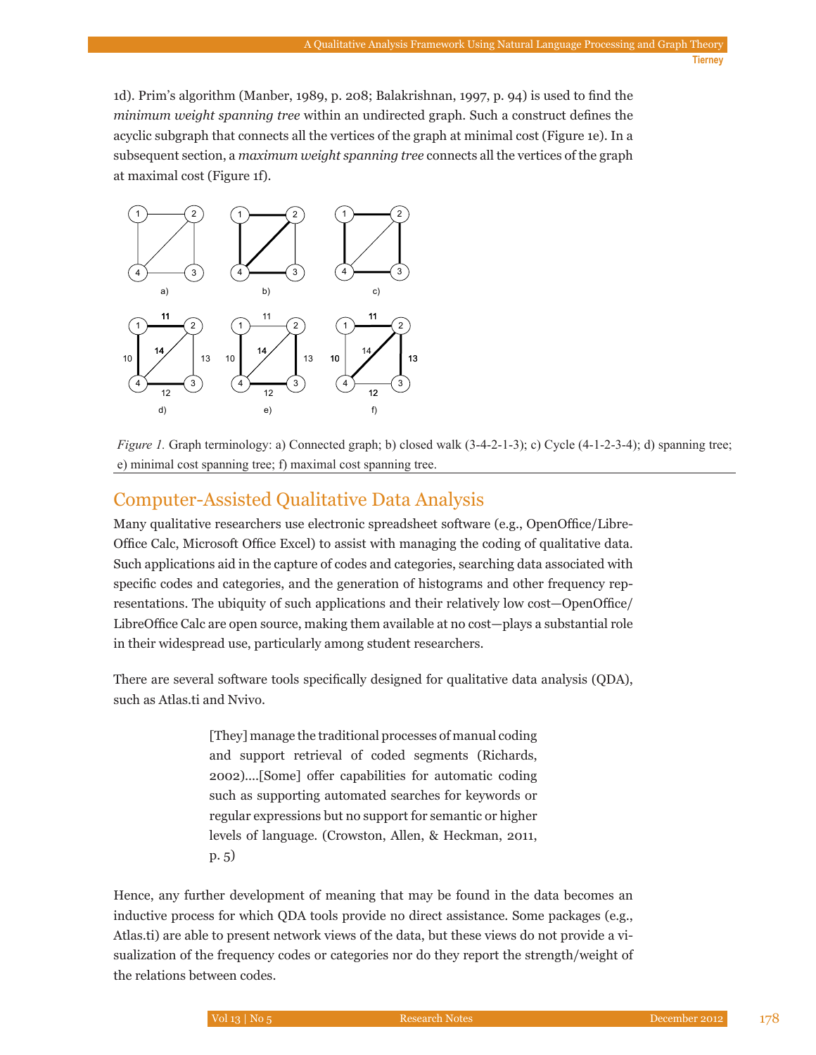1d). Prim's algorithm (Manber, 1989, p. 208; Balakrishnan, 1997, p. 94) is used to find the *minimum weight spanning tree* within an undirected graph. Such a construct defines the acyclic subgraph that connects all the vertices of the graph at minimal cost (Figure 1e). In a subsequent section, a *maximum weight spanning tree* connects all the vertices of the graph at maximal cost (Figure 1f).

*Figure 1.* Graph terminology: a) Connected graph; b) closed walk (3-4-2-1-3); c) Cycle (4-1-2-3-4); d) spanning tree; e) minimal cost spanning tree; f) maximal cost spanning tree.

## Computer-Assisted Qualitative Data Analysis

Many qualitative researchers use electronic spreadsheet software (e.g., OpenOffice/LibreOffice Calc, Microsoft Office Excel) to assist with managing the coding of qualitative data. Such applications aid in the capture of codes and categories, searching data associated with specific codes and categories, and the generation of histograms and other frequency representations. The ubiquity of such applications and their relatively low cost—OpenOffice/LibreOffice Calc are open source, making them available at no cost—plays a substantial role in their widespread use, particularly among student researchers.

There are several software tools specifically designed for qualitative data analysis (QDA), such as Atlas.ti and Nvivo.

> [They] manage the traditional processes of manual coding and support retrieval of coded segments (Richards, 2002)....[Some] offer capabilities for automatic coding such as supporting automated searches for keywords or regular expressions but no support for semantic or higher levels of language. (Crowston, Allen, & Heckman, 2011, p. 5)

Hence, any further development of meaning that may be found in the data becomes an inductive process for which QDA tools provide no direct assistance. Some packages (e.g., Atlas.ti) are able to present network views of the data, but these views do not provide a visualization of the frequency codes or categories nor do they report the strength/weight of the relations between codes.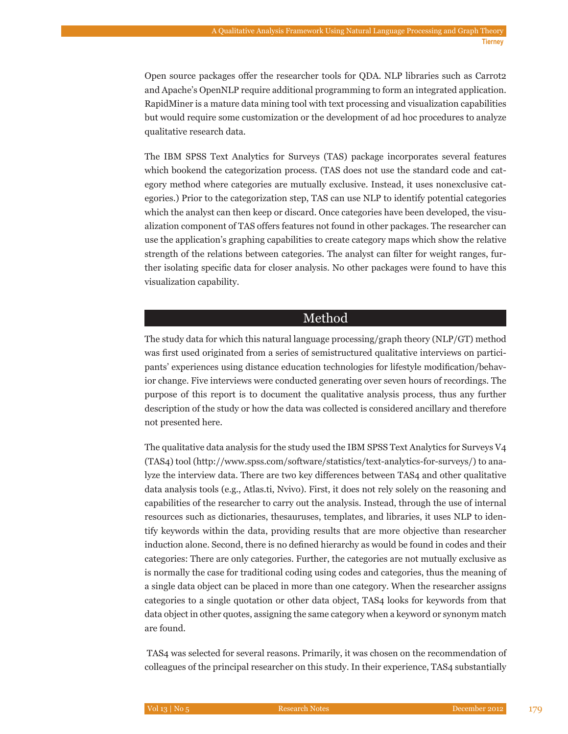Open source packages offer the researcher tools for QDA. NLP libraries such as Carrot2 and Apache's OpenNLP require additional programming to form an integrated application. RapidMiner is a mature data mining tool with text processing and visualization capabilities but would require some customization or the development of ad hoc procedures to analyze qualitative research data.

The IBM SPSS Text Analytics for Surveys (TAS) package incorporates several features which bookend the categorization process. (TAS does not use the standard code and category method where categories are mutually exclusive. Instead, it uses nonexclusive categories.) Prior to the categorization step, TAS can use NLP to identify potential categories which the analyst can then keep or discard. Once categories have been developed, the visualization component of TAS offers features not found in other packages. The researcher can use the application's graphing capabilities to create category maps which show the relative strength of the relations between categories. The analyst can filter for weight ranges, further isolating specific data for closer analysis. No other packages were found to have this visualization capability.

## Method

The study data for which this natural language processing/graph theory (NLP/GT) method was first used originated from a series of semistructured qualitative interviews on participants' experiences using distance education technologies for lifestyle modification/behavior change. Five interviews were conducted generating over seven hours of recordings. The purpose of this report is to document the qualitative analysis process, thus any further description of the study or how the data was collected is considered ancillary and therefore not presented here.

The qualitative data analysis for the study used the IBM SPSS Text Analytics for Surveys V4 (TAS4) tool (http://www.spss.com/software/statistics/text-analytics-for-surveys/) to analyze the interview data. There are two key differences between TAS4 and other qualitative data analysis tools (e.g., Atlas.ti, Nvivo). First, it does not rely solely on the reasoning and capabilities of the researcher to carry out the analysis. Instead, through the use of internal resources such as dictionaries, thesauruses, templates, and libraries, it uses NLP to identify keywords within the data, providing results that are more objective than researcher induction alone. Second, there is no defined hierarchy as would be found in codes and their categories: There are only categories. Further, the categories are not mutually exclusive as is normally the case for traditional coding using codes and categories, thus the meaning of a single data object can be placed in more than one category. When the researcher assigns categories to a single quotation or other data object, TAS4 looks for keywords from that data object in other quotes, assigning the same category when a keyword or synonym match are found.

TAS4 was selected for several reasons. Primarily, it was chosen on the recommendation of colleagues of the principal researcher on this study. In their experience, TAS4 substantially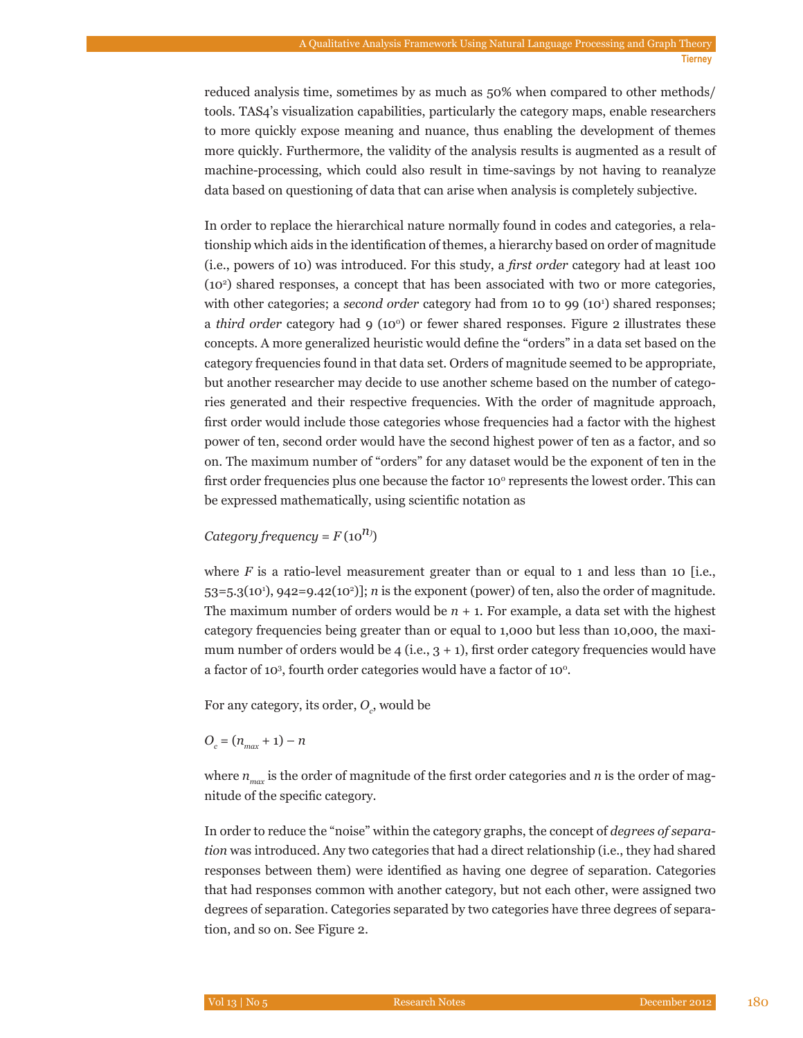reduced analysis time, sometimes by as much as 50% when compared to other methods/tools. TAS4's visualization capabilities, particularly the category maps, enable researchers to more quickly expose meaning and nuance, thus enabling the development of themes more quickly. Furthermore, the validity of the analysis results is augmented as a result of machine-processing, which could also result in time-savings by not having to reanalyze data based on questioning of data that can arise when analysis is completely subjective.

In order to replace the hierarchical nature normally found in codes and categories, a relationship which aids in the identification of themes, a hierarchy based on order of magnitude (i.e., powers of 10) was introduced. For this study, a *first order* category had at least 100 ($10^2$) shared responses, a concept that has been associated with two or more categories, with other categories; a *second order* category had from 10 to 99 ($10^1$) shared responses; a *third order* category had 9 ($10^0$) or fewer shared responses. Figure 2 illustrates these concepts. A more generalized heuristic would define the "orders" in a data set based on the category frequencies found in that data set. Orders of magnitude seemed to be appropriate, but another researcher may decide to use another scheme based on the number of categories generated and their respective frequencies. With the order of magnitude approach, first order would include those categories whose frequencies had a factor with the highest power of ten, second order would have the second highest power of ten as a factor, and so on. The maximum number of "orders" for any dataset would be the exponent of ten in the first order frequencies plus one because the factor $10^0$ represents the lowest order. This can be expressed mathematically, using scientific notation as

$$\textit{Category frequency} = F(10^{n})$$

where $F$ is a ratio-level measurement greater than or equal to 1 and less than 10 [i.e., $53=5.3(10^1)$, $942=9.42(10^2)$]; $n$ is the exponent (power) of ten, also the order of magnitude. The maximum number of orders would be $n + 1$. For example, a data set with the highest category frequencies being greater than or equal to 1,000 but less than 10,000, the maximum number of orders would be 4 (i.e., 3 + 1), first order category frequencies would have a factor of $10^3$, fourth order categories would have a factor of $10^0$.

For any category, its order, $O_c$, would be

$$O_c = (n_{max} + 1) - n$$

where $n_{max}$ is the order of magnitude of the first order categories and $n$ is the order of magnitude of the specific category.

In order to reduce the "noise" within the category graphs, the concept of *degrees of separation* was introduced. Any two categories that had a direct relationship (i.e., they had shared responses between them) were identified as having one degree of separation. Categories that had responses common with another category, but not each other, were assigned two degrees of separation. Categories separated by two categories have three degrees of separation, and so on. See Figure 2.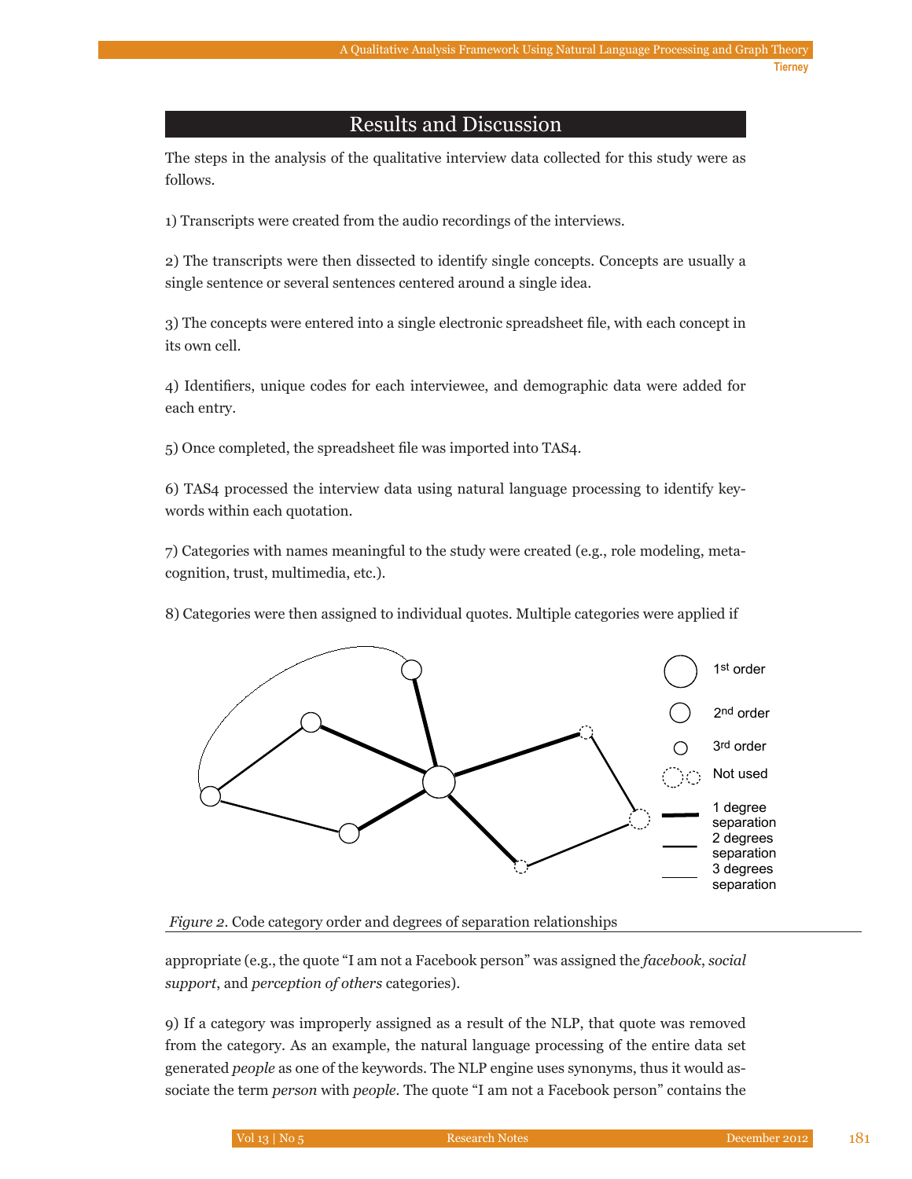## Results and Discussion

The steps in the analysis of the qualitative interview data collected for this study were as follows.

1) Transcripts were created from the audio recordings of the interviews.

2) The transcripts were then dissected to identify single concepts. Concepts are usually a single sentence or several sentences centered around a single idea.

3) The concepts were entered into a single electronic spreadsheet file, with each concept in its own cell.

4) Identifiers, unique codes for each interviewee, and demographic data were added for each entry.

5) Once completed, the spreadsheet file was imported into TAS4.

6) TAS4 processed the interview data using natural language processing to identify keywords within each quotation.

7) Categories with names meaningful to the study were created (e.g., role modeling, metacognition, trust, multimedia, etc.).

8) Categories were then assigned to individual quotes. Multiple categories were applied if appropriate (e.g., the quote "I am not a Facebook person" was assigned the *facebook*, *social support*, and *perception of others* categories).

*Figure 2*. Code category order and degrees of separation relationships

9) If a category was improperly assigned as a result of the NLP, that quote was removed from the category. As an example, the natural language processing of the entire data set generated *people* as one of the keywords. The NLP engine uses synonyms, thus it would associate the term *person* with *people*. The quote "I am not a Facebook person" contains the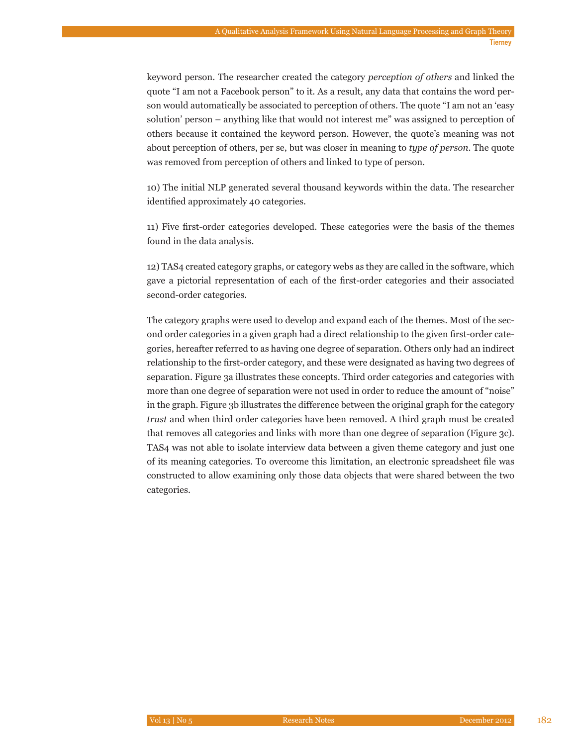keyword person. The researcher created the category *perception of others* and linked the quote "I am not a Facebook person" to it. As a result, any data that contains the word person would automatically be associated to perception of others. The quote "I am not an 'easy solution' person – anything like that would not interest me" was assigned to perception of others because it contained the keyword person. However, the quote's meaning was not about perception of others, per se, but was closer in meaning to *type of person*. The quote was removed from perception of others and linked to type of person.

10) The initial NLP generated several thousand keywords within the data. The researcher identified approximately 40 categories.

11) Five first-order categories developed. These categories were the basis of the themes found in the data analysis.

12) TAS4 created category graphs, or category webs as they are called in the software, which gave a pictorial representation of each of the first-order categories and their associated second-order categories.

The category graphs were used to develop and expand each of the themes. Most of the second order categories in a given graph had a direct relationship to the given first-order categories, hereafter referred to as having one degree of separation. Others only had an indirect relationship to the first-order category, and these were designated as having two degrees of separation. Figure 3a illustrates these concepts. Third order categories and categories with more than one degree of separation were not used in order to reduce the amount of "noise" in the graph. Figure 3b illustrates the difference between the original graph for the category *trust* and when third order categories have been removed. A third graph must be created that removes all categories and links with more than one degree of separation (Figure 3c). TAS4 was not able to isolate interview data between a given theme category and just one of its meaning categories. To overcome this limitation, an electronic spreadsheet file was constructed to allow examining only those data objects that were shared between the two categories.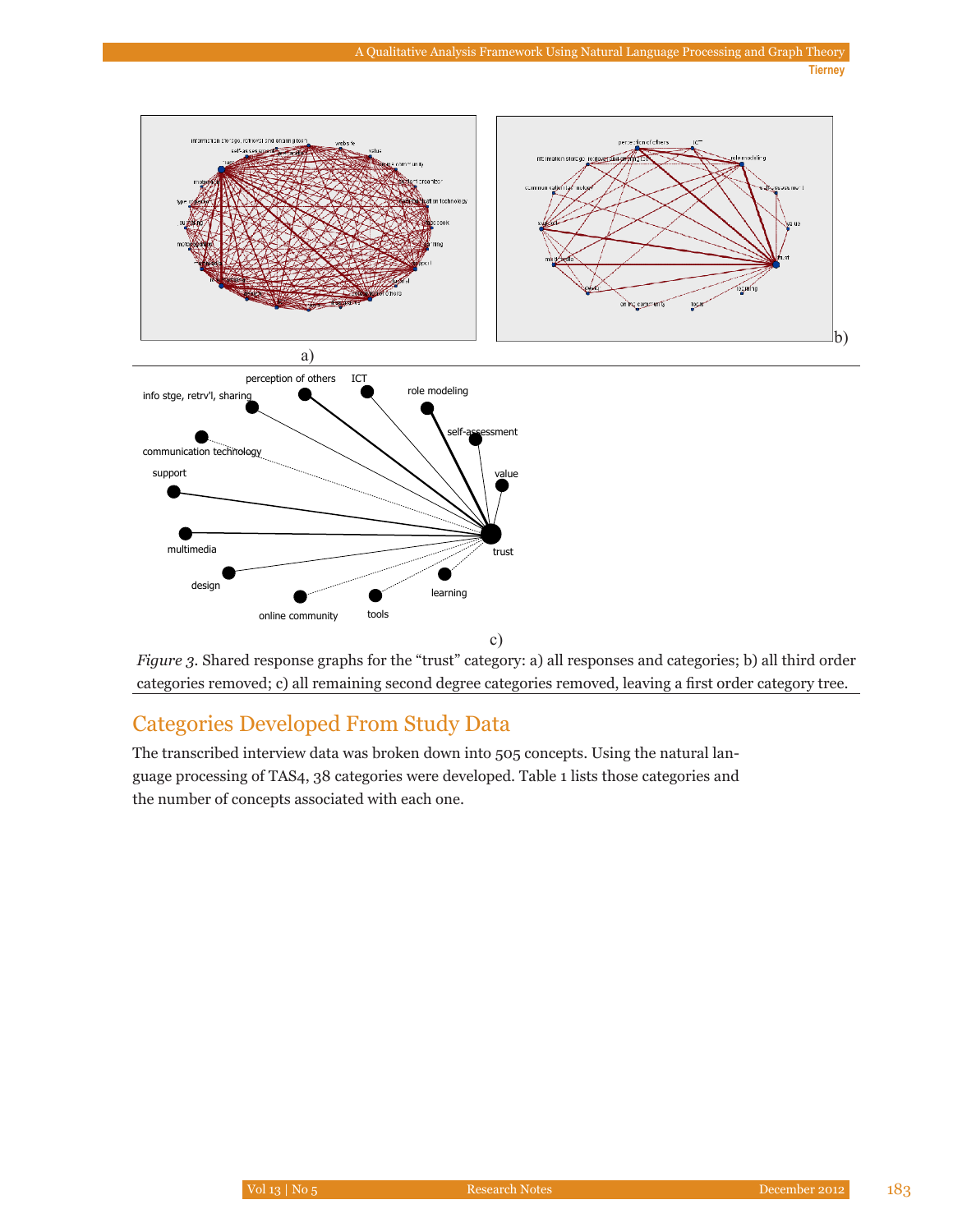*Figure 3.* Shared response graphs for the “trust” category: a) all responses and categories; b) all third order categories removed; c) all remaining second degree categories removed, leaving a first order category tree.

## Categories Developed From Study Data

The transcribed interview data was broken down into 505 concepts. Using the natural language processing of TAS4, 38 categories were developed. Table 1 lists those categories and the number of concepts associated with each one.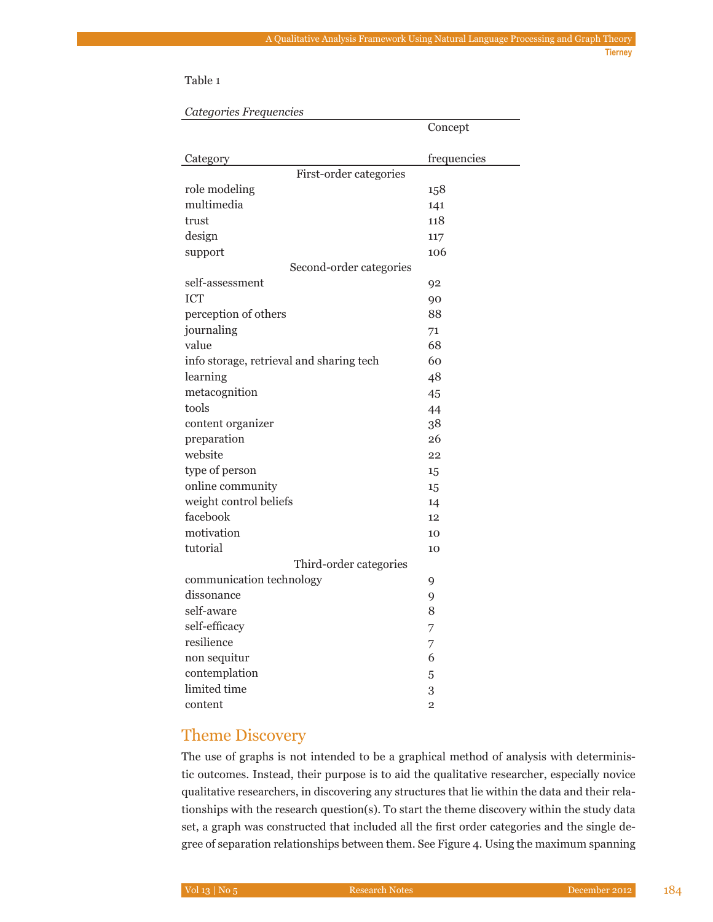Table 1

*Categories Frequencies*

| Category | Concept frequencies |
|---|---|
| First-order categories | |
| role modeling | 158 |
| multimedia | 141 |
| trust | 118 |
| design | 117 |
| support | 106 |
| Second-order categories | |
| self-assessment | 92 |
| ICT | 90 |
| perception of others | 88 |
| journaling | 71 |
| value | 68 |
| info storage, retrieval and sharing tech | 60 |
| learning | 48 |
| metacognition | 45 |
| tools | 44 |
| content organizer | 38 |
| preparation | 26 |
| website | 22 |
| type of person | 15 |
| online community | 15 |
| weight control beliefs | 14 |
| facebook | 12 |
| motivation | 10 |
| tutorial | 10 |
| Third-order categories | |
| communication technology | 9 |
| dissonance | 9 |
| self-aware | 8 |
| self-efficacy | 7 |
| resilience | 7 |
| non sequitur | 6 |
| contemplation | 5 |
| limited time | 3 |
| content | 2 |

## Theme Discovery

The use of graphs is not intended to be a graphical method of analysis with deterministic outcomes. Instead, their purpose is to aid the qualitative researcher, especially novice qualitative researchers, in discovering any structures that lie within the data and their relationships with the research question(s). To start the theme discovery within the study data set, a graph was constructed that included all the first order categories and the single degree of separation relationships between them. See Figure 4. Using the maximum spanning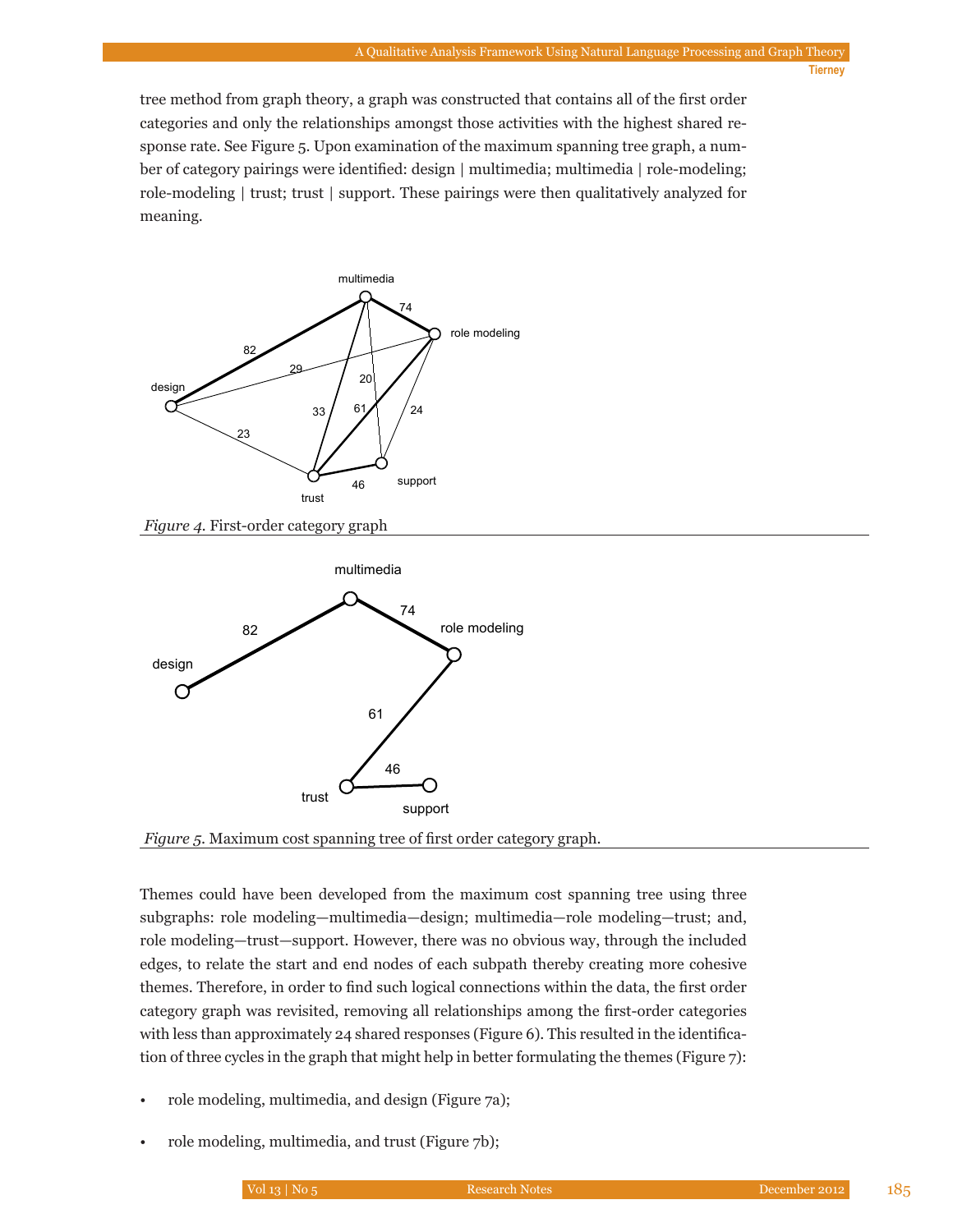tree method from graph theory, a graph was constructed that contains all of the first order categories and only the relationships amongst those activities with the highest shared response rate. See Figure 5. Upon examination of the maximum spanning tree graph, a number of category pairings were identified: design | multimedia; multimedia | role-modeling; role-modeling | trust; trust | support. These pairings were then qualitatively analyzed for meaning.

*Figure 4.* First-order category graph

*Figure 5.* Maximum cost spanning tree of first order category graph.

Themes could have been developed from the maximum cost spanning tree using three subgraphs: role modeling—multimedia—design; multimedia—role modeling—trust; and, role modeling—trust—support. However, there was no obvious way, through the included edges, to relate the start and end nodes of each subpath thereby creating more cohesive themes. Therefore, in order to find such logical connections within the data, the first order category graph was revisited, removing all relationships among the first-order categories with less than approximately 24 shared responses (Figure 6). This resulted in the identification of three cycles in the graph that might help in better formulating the themes (Figure 7):

- role modeling, multimedia, and design (Figure 7a);
- role modeling, multimedia, and trust (Figure 7b);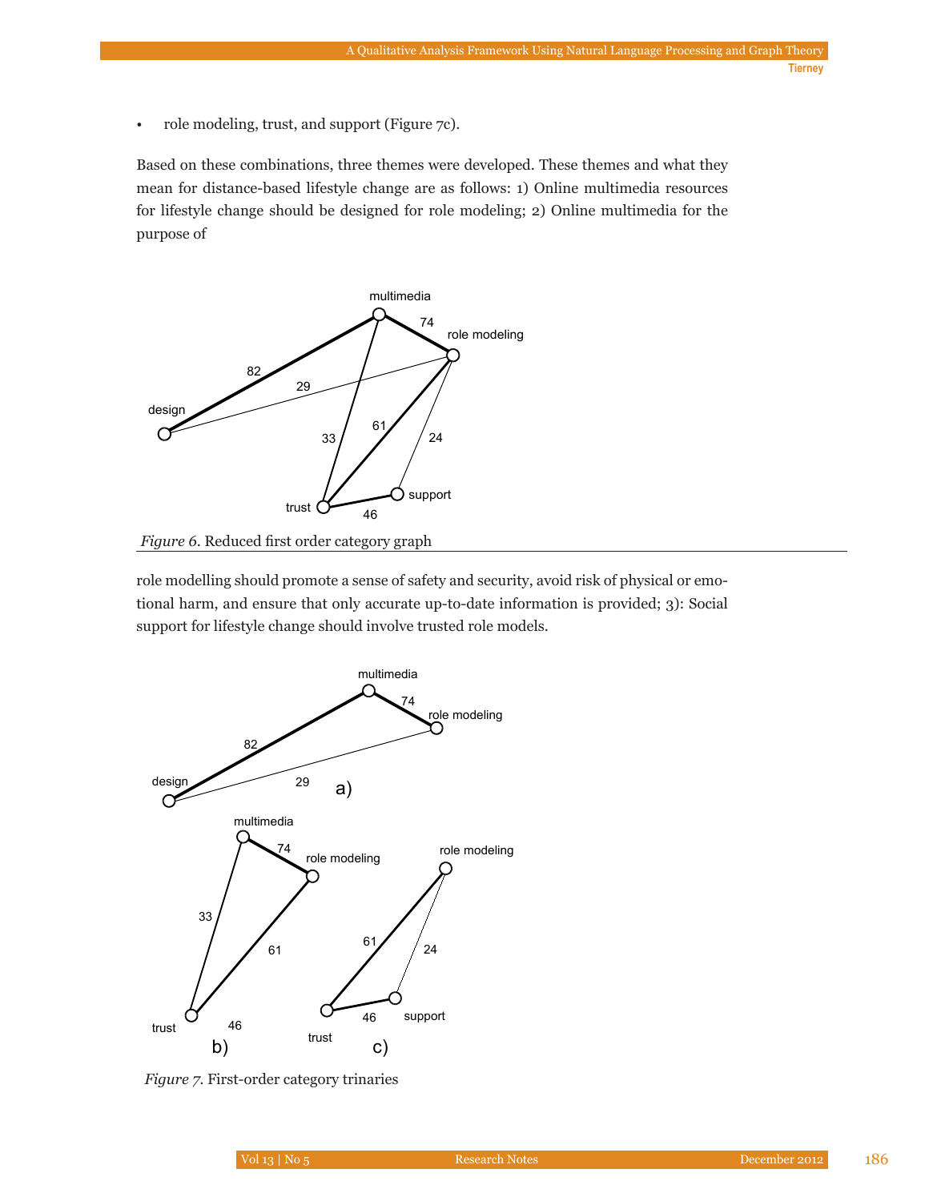- role modeling, trust, and support (Figure 7c).

Based on these combinations, three themes were developed. These themes and what they mean for distance-based lifestyle change are as follows: 1) Online multimedia resources for lifestyle change should be designed for role modeling; 2) Online multimedia for the purpose of role modelling should promote a sense of safety and security, avoid risk of physical or emotional harm, and ensure that only accurate up-to-date information is provided; 3): Social support for lifestyle change should involve trusted role models.

*Figure 6*. Reduced first order category graph

*Figure 7*. First-order category trinaries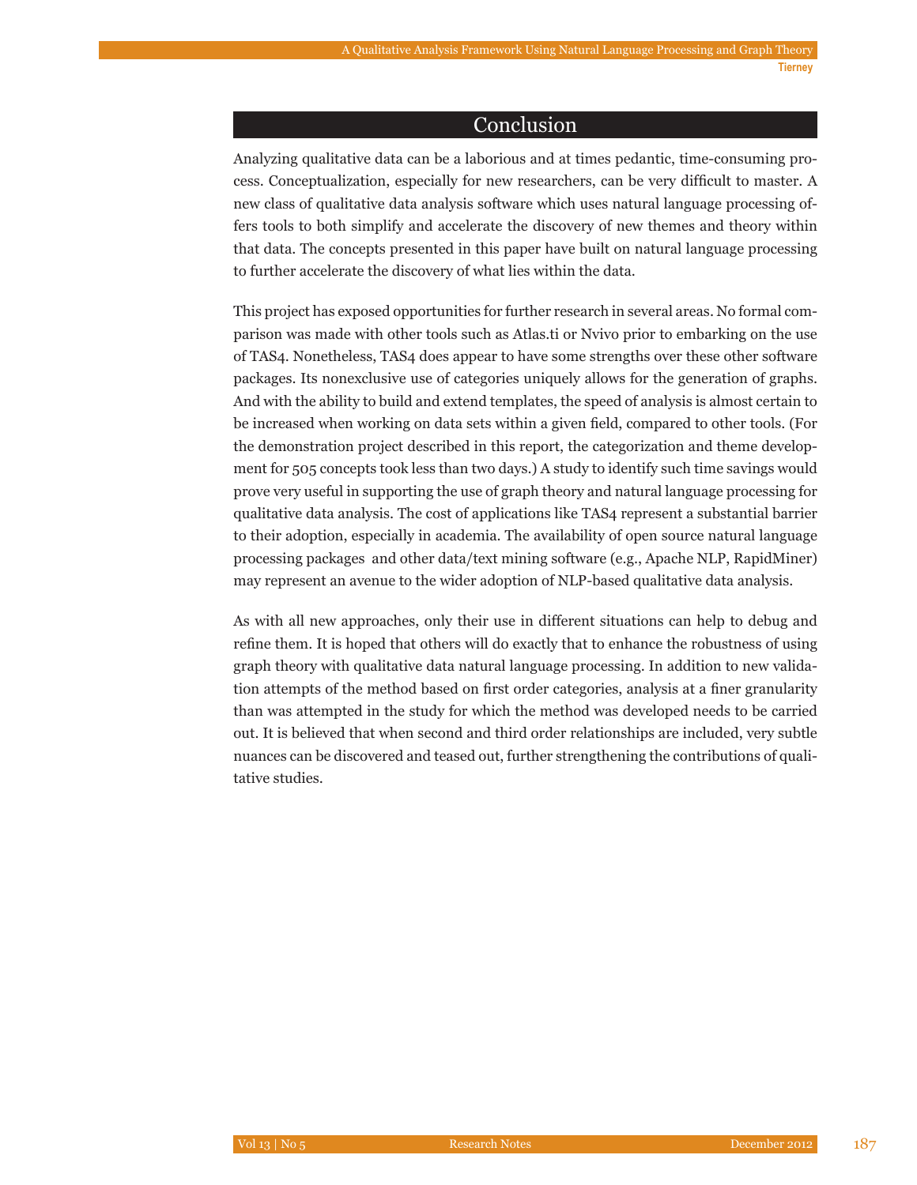## Conclusion

Analyzing qualitative data can be a laborious and at times pedantic, time-consuming process. Conceptualization, especially for new researchers, can be very difficult to master. A new class of qualitative data analysis software which uses natural language processing offers tools to both simplify and accelerate the discovery of new themes and theory within that data. The concepts presented in this paper have built on natural language processing to further accelerate the discovery of what lies within the data.

This project has exposed opportunities for further research in several areas. No formal comparison was made with other tools such as Atlas.ti or Nvivo prior to embarking on the use of TAS4. Nonetheless, TAS4 does appear to have some strengths over these other software packages. Its nonexclusive use of categories uniquely allows for the generation of graphs. And with the ability to build and extend templates, the speed of analysis is almost certain to be increased when working on data sets within a given field, compared to other tools. (For the demonstration project described in this report, the categorization and theme development for 505 concepts took less than two days.) A study to identify such time savings would prove very useful in supporting the use of graph theory and natural language processing for qualitative data analysis. The cost of applications like TAS4 represent a substantial barrier to their adoption, especially in academia. The availability of open source natural language processing packages and other data/text mining software (e.g., Apache NLP, RapidMiner) may represent an avenue to the wider adoption of NLP-based qualitative data analysis.

As with all new approaches, only their use in different situations can help to debug and refine them. It is hoped that others will do exactly that to enhance the robustness of using graph theory with qualitative data natural language processing. In addition to new validation attempts of the method based on first order categories, analysis at a finer granularity than was attempted in the study for which the method was developed needs to be carried out. It is believed that when second and third order relationships are included, very subtle nuances can be discovered and teased out, further strengthening the contributions of qualitative studies.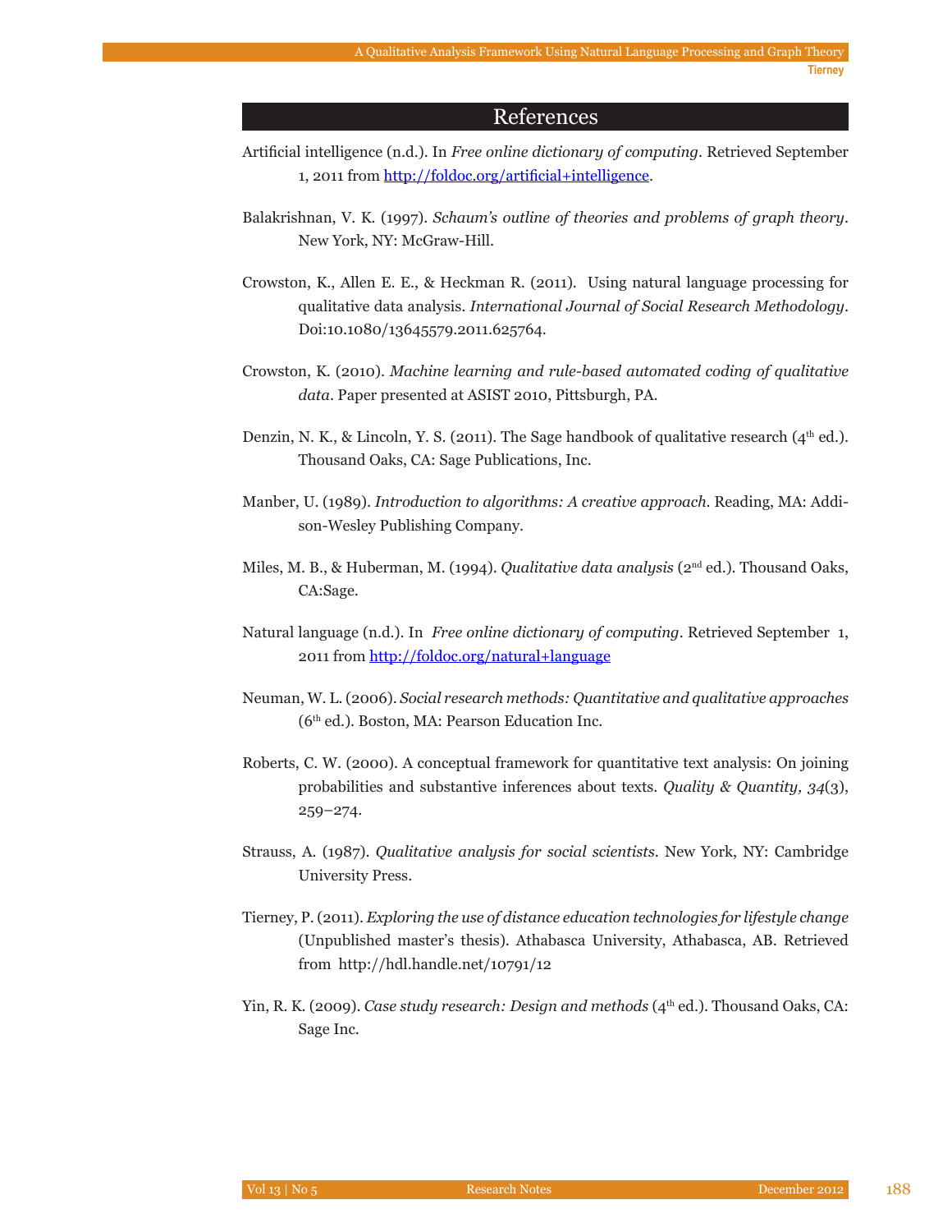## References

Artificial intelligence (n.d.). In *Free online dictionary of computing*. Retrieved September 1, 2011 from [http://foldoc.org/artificial+intelligence](http://foldoc.org/artificial+intelligence).

Balakrishnan, V. K. (1997). *Schaum's outline of theories and problems of graph theory*. New York, NY: McGraw-Hill.

Crowston, K., Allen E. E., & Heckman R. (2011). Using natural language processing for qualitative data analysis. *International Journal of Social Research Methodology*. Doi:10.1080/13645579.2011.625764.

Crowston, K. (2010). *Machine learning and rule-based automated coding of qualitative data*. Paper presented at ASIST 2010, Pittsburgh, PA.

Denzin, N. K., & Lincoln, Y. S. (2011). The Sage handbook of qualitative research (4th ed.). Thousand Oaks, CA: Sage Publications, Inc.

Manber, U. (1989). *Introduction to algorithms: A creative approach*. Reading, MA: Addison-Wesley Publishing Company.

Miles, M. B., & Huberman, M. (1994). *Qualitative data analysis* (2nd ed.). Thousand Oaks, CA:Sage.

Natural language (n.d.). In *Free online dictionary of computing*. Retrieved September 1, 2011 from [http://foldoc.org/natural+language](http://foldoc.org/natural+language)

Neuman, W. L. (2006). *Social research methods: Quantitative and qualitative approaches* (6th ed.). Boston, MA: Pearson Education Inc.

Roberts, C. W. (2000). A conceptual framework for quantitative text analysis: On joining probabilities and substantive inferences about texts. *Quality & Quantity, 34*(3), 259–274.

Strauss, A. (1987). *Qualitative analysis for social scientists*. New York, NY: Cambridge University Press.

Tierney, P. (2011). *Exploring the use of distance education technologies for lifestyle change* (Unpublished master's thesis). Athabasca University, Athabasca, AB. Retrieved from http://hdl.handle.net/10791/12

Yin, R. K. (2009). *Case study research: Design and methods* (4th ed.). Thousand Oaks, CA: Sage Inc.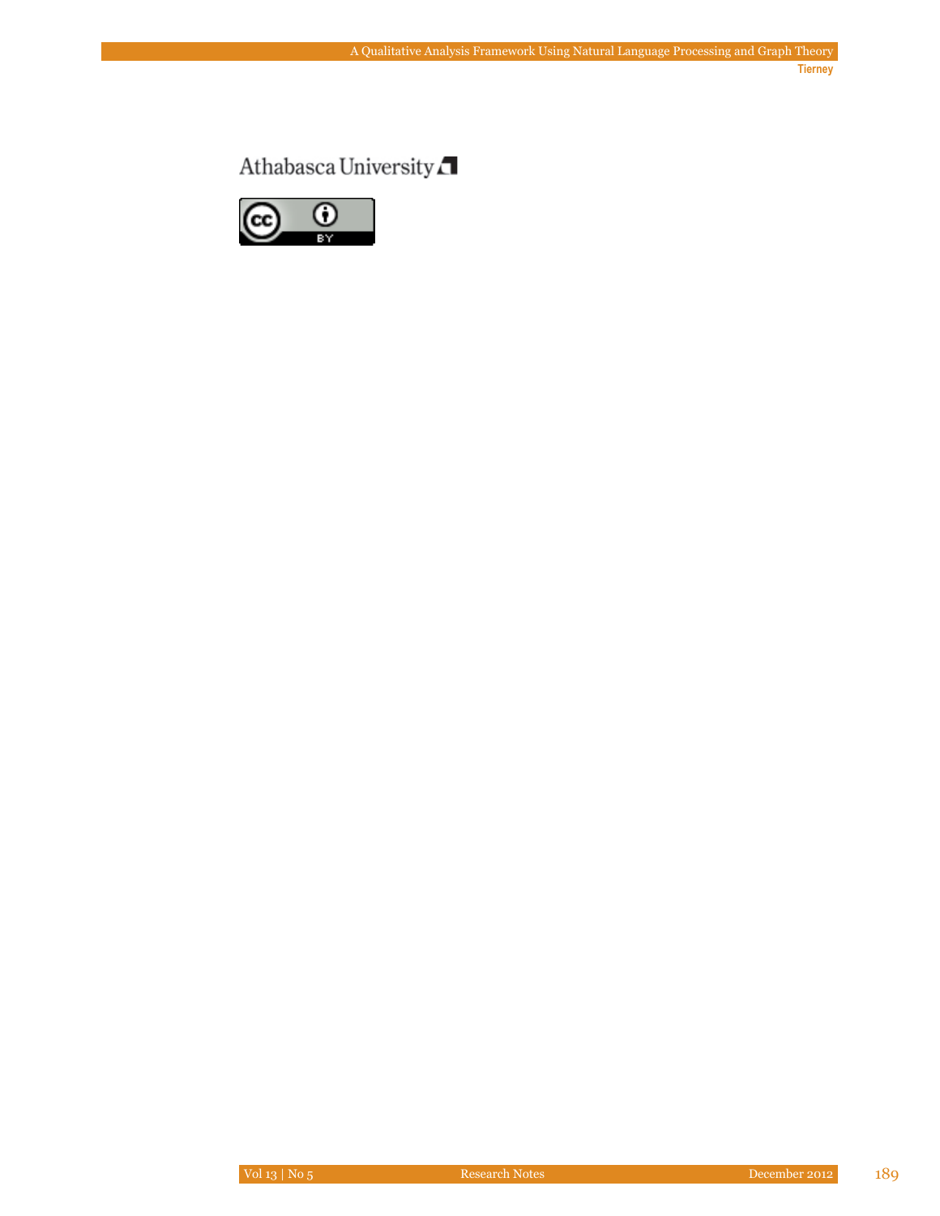Athabasca University